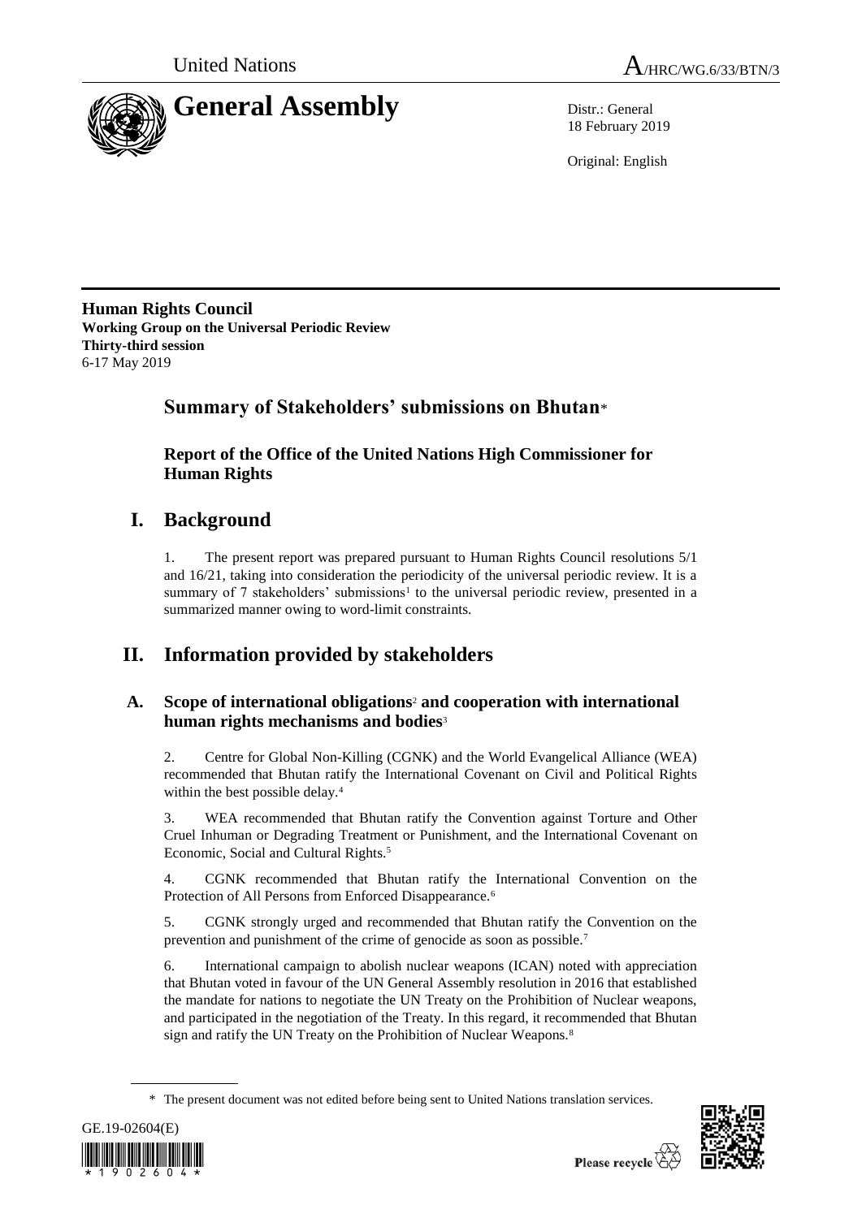United Nations A/HRC/WG.6/33/BTN/3

# General Assembly

Distr.: General
18 February 2019

Original: English

**Human Rights Council**
**Working Group on the Universal Periodic Review**
**Thirty-third session**
6-17 May 2019

## Summary of Stakeholders' submissions on Bhutan*

### Report of the Office of the United Nations High Commissioner for Human Rights

## I. Background

1. The present report was prepared pursuant to Human Rights Council resolutions 5/1 and 16/21, taking into consideration the periodicity of the universal periodic review. It is a summary of 7 stakeholders' submissions[1] to the universal periodic review, presented in a summarized manner owing to word-limit constraints.

## II. Information provided by stakeholders

### A. Scope of international obligations[2] and cooperation with international human rights mechanisms and bodies[3]

2. Centre for Global Non-Killing (CGNK) and the World Evangelical Alliance (WEA) recommended that Bhutan ratify the International Covenant on Civil and Political Rights within the best possible delay.[4]

3. WEA recommended that Bhutan ratify the Convention against Torture and Other Cruel Inhuman or Degrading Treatment or Punishment, and the International Covenant on Economic, Social and Cultural Rights.[5]

4. CGNK recommended that Bhutan ratify the International Convention on the Protection of All Persons from Enforced Disappearance.[6]

5. CGNK strongly urged and recommended that Bhutan ratify the Convention on the prevention and punishment of the crime of genocide as soon as possible.[7]

6. International campaign to abolish nuclear weapons (ICAN) noted with appreciation that Bhutan voted in favour of the UN General Assembly resolution in 2016 that established the mandate for nations to negotiate the UN Treaty on the Prohibition of Nuclear weapons, and participated in the negotiation of the Treaty. In this regard, it recommended that Bhutan sign and ratify the UN Treaty on the Prohibition of Nuclear Weapons.[8]

\* The present document was not edited before being sent to United Nations translation services.

GE.19-02604(E)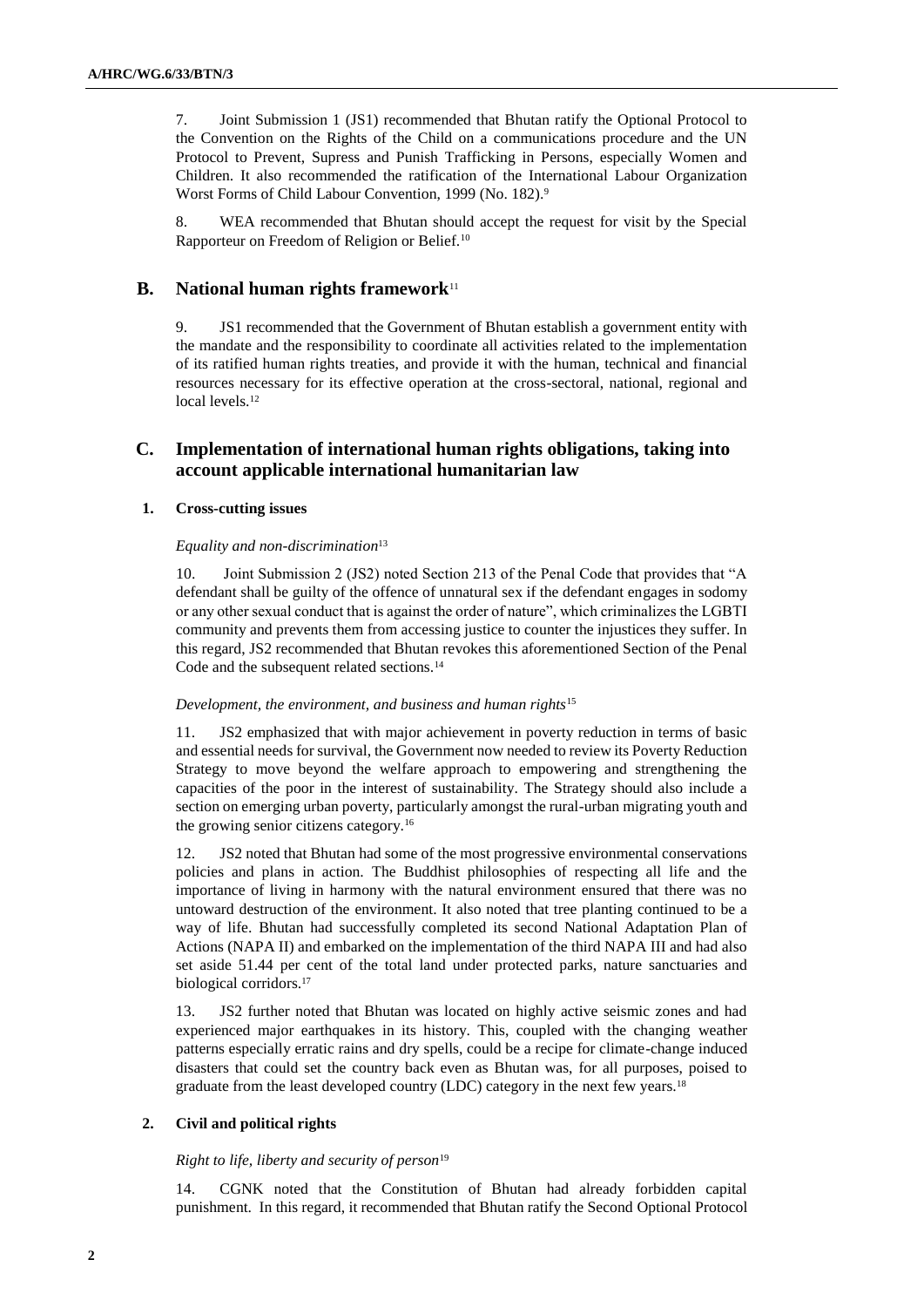7. Joint Submission 1 (JS1) recommended that Bhutan ratify the Optional Protocol to the Convention on the Rights of the Child on a communications procedure and the UN Protocol to Prevent, Supress and Punish Trafficking in Persons, especially Women and Children. It also recommended the ratification of the International Labour Organization Worst Forms of Child Labour Convention, 1999 (No. 182).[9]

8. WEA recommended that Bhutan should accept the request for visit by the Special Rapporteur on Freedom of Religion or Belief.[10]

## B. National human rights framework[11]

9. JS1 recommended that the Government of Bhutan establish a government entity with the mandate and the responsibility to coordinate all activities related to the implementation of its ratified human rights treaties, and provide it with the human, technical and financial resources necessary for its effective operation at the cross-sectoral, national, regional and local levels.[12]

## C. Implementation of international human rights obligations, taking into account applicable international humanitarian law

### 1. Cross-cutting issues

*Equality and non-discrimination*[13]

10. Joint Submission 2 (JS2) noted Section 213 of the Penal Code that provides that "A defendant shall be guilty of the offence of unnatural sex if the defendant engages in sodomy or any other sexual conduct that is against the order of nature", which criminalizes the LGBTI community and prevents them from accessing justice to counter the injustices they suffer. In this regard, JS2 recommended that Bhutan revokes this aforementioned Section of the Penal Code and the subsequent related sections.[14]

*Development, the environment, and business and human rights*[15]

11. JS2 emphasized that with major achievement in poverty reduction in terms of basic and essential needs for survival, the Government now needed to review its Poverty Reduction Strategy to move beyond the welfare approach to empowering and strengthening the capacities of the poor in the interest of sustainability. The Strategy should also include a section on emerging urban poverty, particularly amongst the rural-urban migrating youth and the growing senior citizens category.[16]

12. JS2 noted that Bhutan had some of the most progressive environmental conservations policies and plans in action. The Buddhist philosophies of respecting all life and the importance of living in harmony with the natural environment ensured that there was no untoward destruction of the environment. It also noted that tree planting continued to be a way of life. Bhutan had successfully completed its second National Adaptation Plan of Actions (NAPA II) and embarked on the implementation of the third NAPA III and had also set aside 51.44 per cent of the total land under protected parks, nature sanctuaries and biological corridors.[17]

13. JS2 further noted that Bhutan was located on highly active seismic zones and had experienced major earthquakes in its history. This, coupled with the changing weather patterns especially erratic rains and dry spells, could be a recipe for climate-change induced disasters that could set the country back even as Bhutan was, for all purposes, poised to graduate from the least developed country (LDC) category in the next few years.[18]

### 2. Civil and political rights

*Right to life, liberty and security of person*[19]

14. CGNK noted that the Constitution of Bhutan had already forbidden capital punishment. In this regard, it recommended that Bhutan ratify the Second Optional Protocol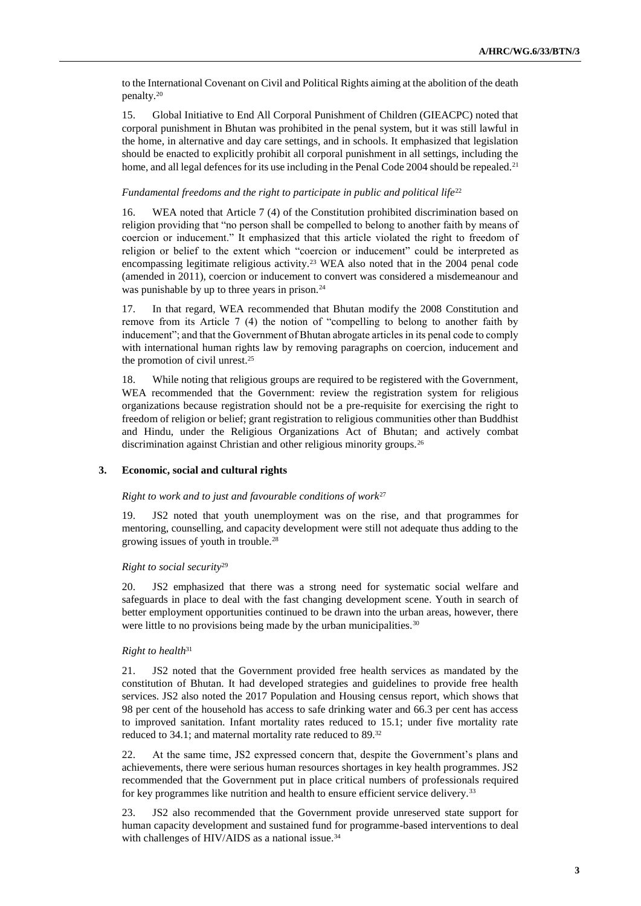to the International Covenant on Civil and Political Rights aiming at the abolition of the death penalty.[20]

15. Global Initiative to End All Corporal Punishment of Children (GIEACPC) noted that corporal punishment in Bhutan was prohibited in the penal system, but it was still lawful in the home, in alternative and day care settings, and in schools. It emphasized that legislation should be enacted to explicitly prohibit all corporal punishment in all settings, including the home, and all legal defences for its use including in the Penal Code 2004 should be repealed.[21]

*Fundamental freedoms and the right to participate in public and political life*[22]

16. WEA noted that Article 7 (4) of the Constitution prohibited discrimination based on religion providing that "no person shall be compelled to belong to another faith by means of coercion or inducement." It emphasized that this article violated the right to freedom of religion or belief to the extent which "coercion or inducement" could be interpreted as encompassing legitimate religious activity.[23] WEA also noted that in the 2004 penal code (amended in 2011), coercion or inducement to convert was considered a misdemeanour and was punishable by up to three years in prison.[24]

17. In that regard, WEA recommended that Bhutan modify the 2008 Constitution and remove from its Article 7 (4) the notion of "compelling to belong to another faith by inducement"; and that the Government of Bhutan abrogate articles in its penal code to comply with international human rights law by removing paragraphs on coercion, inducement and the promotion of civil unrest.[25]

18. While noting that religious groups are required to be registered with the Government, WEA recommended that the Government: review the registration system for religious organizations because registration should not be a pre-requisite for exercising the right to freedom of religion or belief; grant registration to religious communities other than Buddhist and Hindu, under the Religious Organizations Act of Bhutan; and actively combat discrimination against Christian and other religious minority groups.[26]

### 3. Economic, social and cultural rights

*Right to work and to just and favourable conditions of work*[27]

19. JS2 noted that youth unemployment was on the rise, and that programmes for mentoring, counselling, and capacity development were still not adequate thus adding to the growing issues of youth in trouble.[28]

*Right to social security*[29]

20. JS2 emphasized that there was a strong need for systematic social welfare and safeguards in place to deal with the fast changing development scene. Youth in search of better employment opportunities continued to be drawn into the urban areas, however, there were little to no provisions being made by the urban municipalities.[30]

*Right to health*[31]

21. JS2 noted that the Government provided free health services as mandated by the constitution of Bhutan. It had developed strategies and guidelines to provide free health services. JS2 also noted the 2017 Population and Housing census report, which shows that 98 per cent of the household has access to safe drinking water and 66.3 per cent has access to improved sanitation. Infant mortality rates reduced to 15.1; under five mortality rate reduced to 34.1; and maternal mortality rate reduced to 89.[32]

22. At the same time, JS2 expressed concern that, despite the Government's plans and achievements, there were serious human resources shortages in key health programmes. JS2 recommended that the Government put in place critical numbers of professionals required for key programmes like nutrition and health to ensure efficient service delivery.[33]

23. JS2 also recommended that the Government provide unreserved state support for human capacity development and sustained fund for programme-based interventions to deal with challenges of HIV/AIDS as a national issue.[34]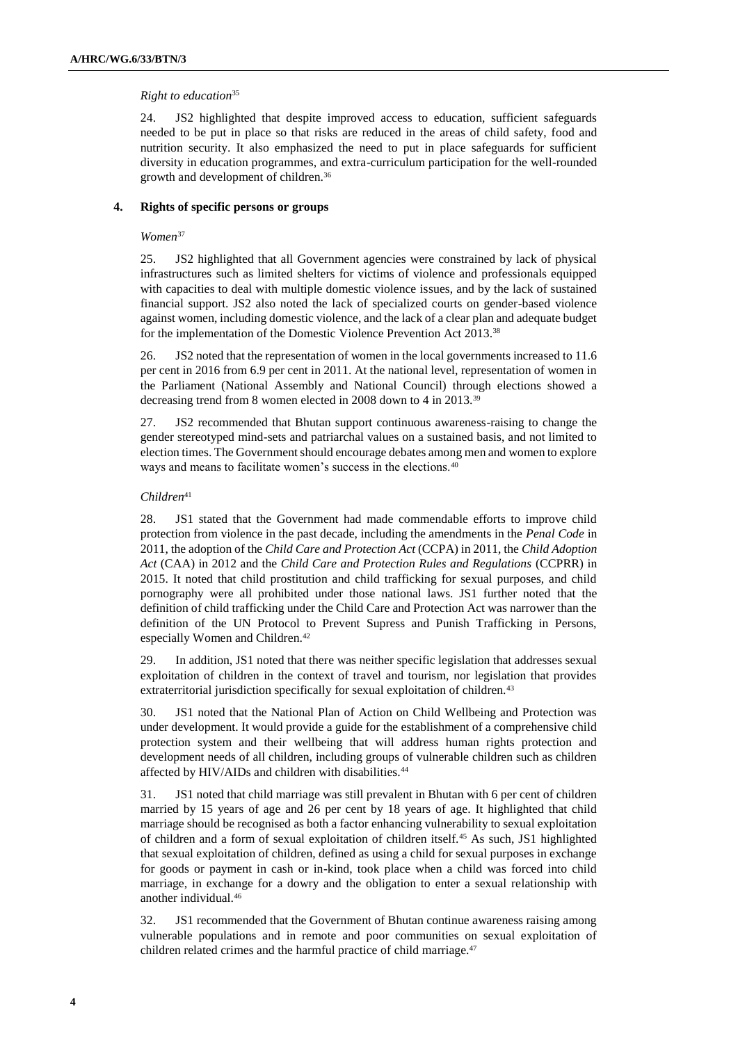*Right to education*[35]

24. JS2 highlighted that despite improved access to education, sufficient safeguards needed to be put in place so that risks are reduced in the areas of child safety, food and nutrition security. It also emphasized the need to put in place safeguards for sufficient diversity in education programmes, and extra-curriculum participation for the well-rounded growth and development of children.[36]

### 4. Rights of specific persons or groups

*Women*[37]

25. JS2 highlighted that all Government agencies were constrained by lack of physical infrastructures such as limited shelters for victims of violence and professionals equipped with capacities to deal with multiple domestic violence issues, and by the lack of sustained financial support. JS2 also noted the lack of specialized courts on gender-based violence against women, including domestic violence, and the lack of a clear plan and adequate budget for the implementation of the Domestic Violence Prevention Act 2013.[38]

26. JS2 noted that the representation of women in the local governments increased to 11.6 per cent in 2016 from 6.9 per cent in 2011. At the national level, representation of women in the Parliament (National Assembly and National Council) through elections showed a decreasing trend from 8 women elected in 2008 down to 4 in 2013.[39]

27. JS2 recommended that Bhutan support continuous awareness-raising to change the gender stereotyped mind-sets and patriarchal values on a sustained basis, and not limited to election times. The Government should encourage debates among men and women to explore ways and means to facilitate women's success in the elections.[40]

*Children*[41]

28. JS1 stated that the Government had made commendable efforts to improve child protection from violence in the past decade, including the amendments in the *Penal Code* in 2011, the adoption of the *Child Care and Protection Act* (CCPA) in 2011, the *Child Adoption Act* (CAA) in 2012 and the *Child Care and Protection Rules and Regulations* (CCPRR) in 2015. It noted that child prostitution and child trafficking for sexual purposes, and child pornography were all prohibited under those national laws. JS1 further noted that the definition of child trafficking under the Child Care and Protection Act was narrower than the definition of the UN Protocol to Prevent Supress and Punish Trafficking in Persons, especially Women and Children.[42]

29. In addition, JS1 noted that there was neither specific legislation that addresses sexual exploitation of children in the context of travel and tourism, nor legislation that provides extraterritorial jurisdiction specifically for sexual exploitation of children.[43]

30. JS1 noted that the National Plan of Action on Child Wellbeing and Protection was under development. It would provide a guide for the establishment of a comprehensive child protection system and their wellbeing that will address human rights protection and development needs of all children, including groups of vulnerable children such as children affected by HIV/AIDs and children with disabilities.[44]

31. JS1 noted that child marriage was still prevalent in Bhutan with 6 per cent of children married by 15 years of age and 26 per cent by 18 years of age. It highlighted that child marriage should be recognised as both a factor enhancing vulnerability to sexual exploitation of children and a form of sexual exploitation of children itself.[45] As such, JS1 highlighted that sexual exploitation of children, defined as using a child for sexual purposes in exchange for goods or payment in cash or in-kind, took place when a child was forced into child marriage, in exchange for a dowry and the obligation to enter a sexual relationship with another individual.[46]

32. JS1 recommended that the Government of Bhutan continue awareness raising among vulnerable populations and in remote and poor communities on sexual exploitation of children related crimes and the harmful practice of child marriage.[47]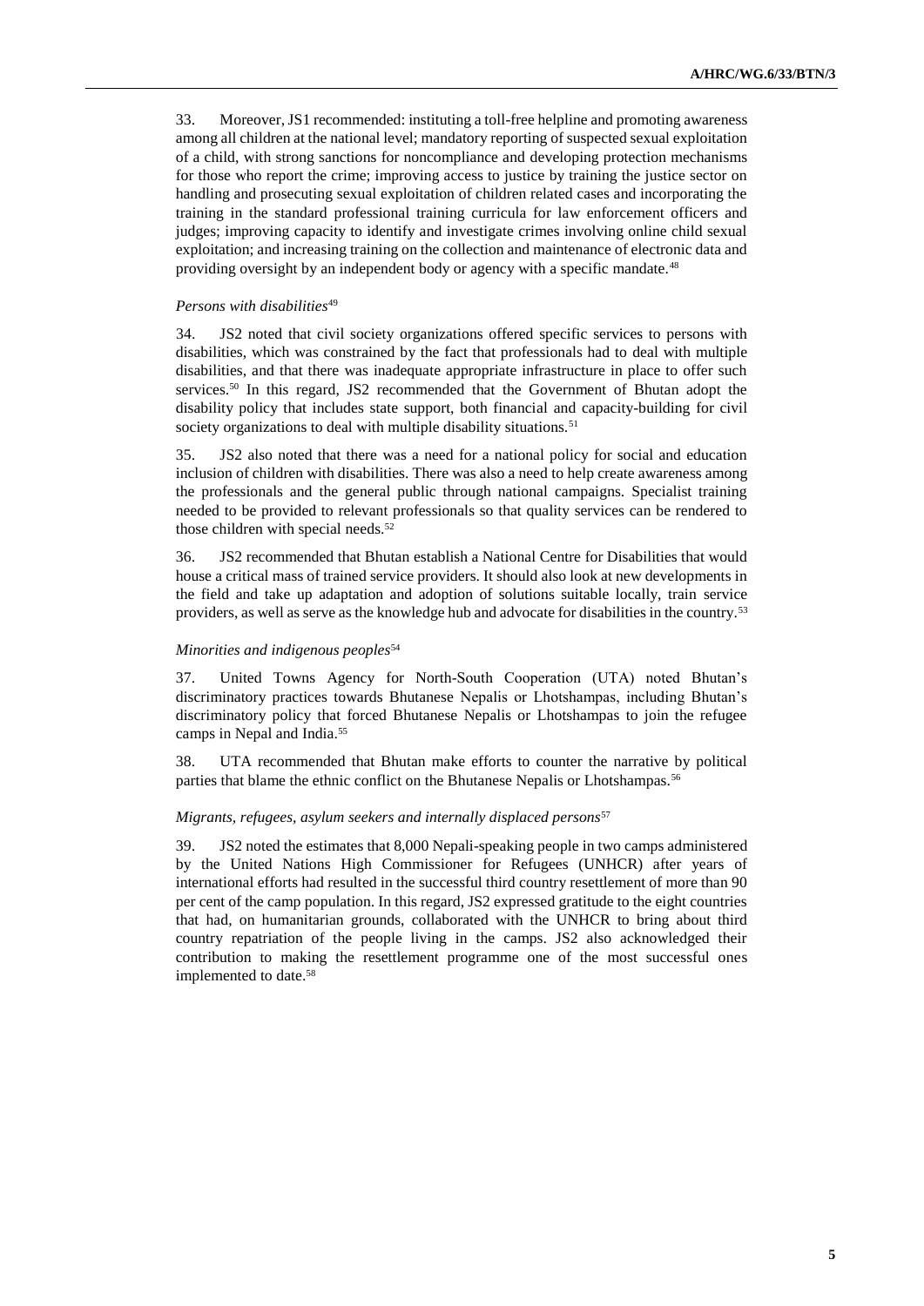33. Moreover, JS1 recommended: instituting a toll-free helpline and promoting awareness among all children at the national level; mandatory reporting of suspected sexual exploitation of a child, with strong sanctions for noncompliance and developing protection mechanisms for those who report the crime; improving access to justice by training the justice sector on handling and prosecuting sexual exploitation of children related cases and incorporating the training in the standard professional training curricula for law enforcement officers and judges; improving capacity to identify and investigate crimes involving online child sexual exploitation; and increasing training on the collection and maintenance of electronic data and providing oversight by an independent body or agency with a specific mandate.[48]

*Persons with disabilities*[49]

34. JS2 noted that civil society organizations offered specific services to persons with disabilities, which was constrained by the fact that professionals had to deal with multiple disabilities, and that there was inadequate appropriate infrastructure in place to offer such services.[50] In this regard, JS2 recommended that the Government of Bhutan adopt the disability policy that includes state support, both financial and capacity-building for civil society organizations to deal with multiple disability situations.[51]

35. JS2 also noted that there was a need for a national policy for social and education inclusion of children with disabilities. There was also a need to help create awareness among the professionals and the general public through national campaigns. Specialist training needed to be provided to relevant professionals so that quality services can be rendered to those children with special needs.[52]

36. JS2 recommended that Bhutan establish a National Centre for Disabilities that would house a critical mass of trained service providers. It should also look at new developments in the field and take up adaptation and adoption of solutions suitable locally, train service providers, as well as serve as the knowledge hub and advocate for disabilities in the country.[53]

*Minorities and indigenous peoples*[54]

37. United Towns Agency for North-South Cooperation (UTA) noted Bhutan's discriminatory practices towards Bhutanese Nepalis or Lhotshampas, including Bhutan's discriminatory policy that forced Bhutanese Nepalis or Lhotshampas to join the refugee camps in Nepal and India.[55]

38. UTA recommended that Bhutan make efforts to counter the narrative by political parties that blame the ethnic conflict on the Bhutanese Nepalis or Lhotshampas.[56]

*Migrants, refugees, asylum seekers and internally displaced persons*[57]

39. JS2 noted the estimates that 8,000 Nepali-speaking people in two camps administered by the United Nations High Commissioner for Refugees (UNHCR) after years of international efforts had resulted in the successful third country resettlement of more than 90 per cent of the camp population. In this regard, JS2 expressed gratitude to the eight countries that had, on humanitarian grounds, collaborated with the UNHCR to bring about third country repatriation of the people living in the camps. JS2 also acknowledged their contribution to making the resettlement programme one of the most successful ones implemented to date.[58]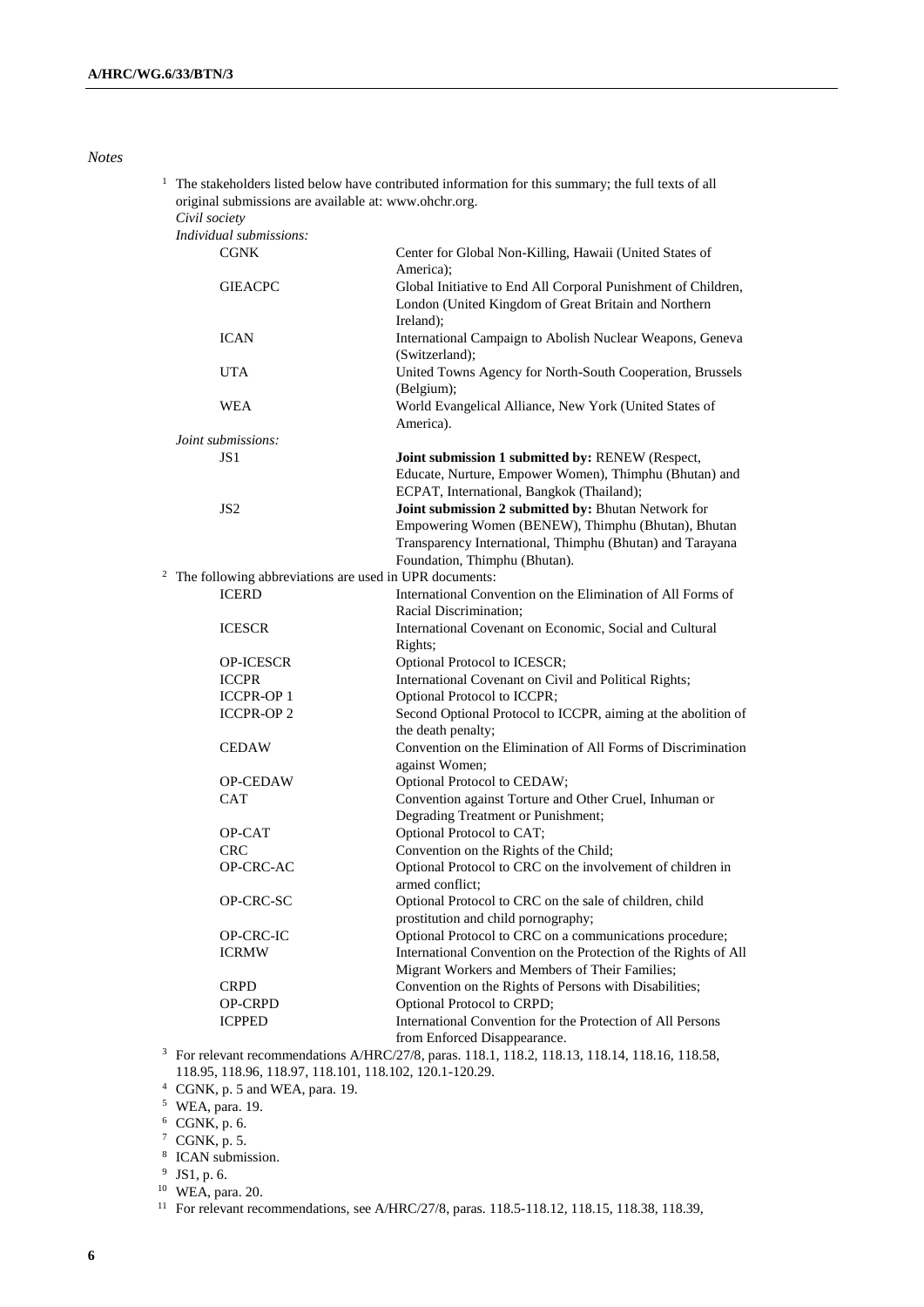*Notes*

[1] The stakeholders listed below have contributed information for this summary; the full texts of all original submissions are available at: www.ohchr.org.

*Civil society*

*Individual submissions:*

| | |
|---|---|
| CGNK | Center for Global Non-Killing, Hawaii (United States of America); |
| GIEACPC | Global Initiative to End All Corporal Punishment of Children, London (United Kingdom of Great Britain and Northern Ireland); |
| ICAN | International Campaign to Abolish Nuclear Weapons, Geneva (Switzerland); |
| UTA | United Towns Agency for North-South Cooperation, Brussels (Belgium); |
| WEA | World Evangelical Alliance, New York (United States of America). |

*Joint submissions:*

| | |
|---|---|
| JS1 | **Joint submission 1 submitted by:** RENEW (Respect, Educate, Nurture, Empower Women), Thimphu (Bhutan) and ECPAT, International, Bangkok (Thailand); |
| JS2 | **Joint submission 2 submitted by:** Bhutan Network for Empowering Women (BENEW), Thimphu (Bhutan), Bhutan Transparency International, Thimphu (Bhutan) and Tarayana Foundation, Thimphu (Bhutan). |

[2] The following abbreviations are used in UPR documents:

| | |
|---|---|
| ICERD | International Convention on the Elimination of All Forms of Racial Discrimination; |
| ICESCR | International Covenant on Economic, Social and Cultural Rights; |
| OP-ICESCR | Optional Protocol to ICESCR; |
| ICCPR | International Covenant on Civil and Political Rights; |
| ICCPR-OP 1 | Optional Protocol to ICCPR; |
| ICCPR-OP 2 | Second Optional Protocol to ICCPR, aiming at the abolition of the death penalty; |
| CEDAW | Convention on the Elimination of All Forms of Discrimination against Women; |
| OP-CEDAW | Optional Protocol to CEDAW; |
| CAT | Convention against Torture and Other Cruel, Inhuman or Degrading Treatment or Punishment; |
| OP-CAT | Optional Protocol to CAT; |
| CRC | Convention on the Rights of the Child; |
| OP-CRC-AC | Optional Protocol to CRC on the involvement of children in armed conflict; |
| OP-CRC-SC | Optional Protocol to CRC on the sale of children, child prostitution and child pornography; |
| OP-CRC-IC | Optional Protocol to CRC on a communications procedure; |
| ICRMW | International Convention on the Protection of the Rights of All Migrant Workers and Members of Their Families; |
| CRPD | Convention on the Rights of Persons with Disabilities; |
| OP-CRPD | Optional Protocol to CRPD; |
| ICPPED | International Convention for the Protection of All Persons from Enforced Disappearance. |

[3] For relevant recommendations A/HRC/27/8, paras. 118.1, 118.2, 118.13, 118.14, 118.16, 118.58, 118.95, 118.96, 118.97, 118.101, 118.102, 120.1-120.29.

[4] CGNK, p. 5 and WEA, para. 19.

[5] WEA, para. 19.

[6] CGNK, p. 6.

[7] CGNK, p. 5.

[8] ICAN submission.

[9] JS1, p. 6.

[10] WEA, para. 20.

[11] For relevant recommendations, see A/HRC/27/8, paras. 118.5-118.12, 118.15, 118.38, 118.39,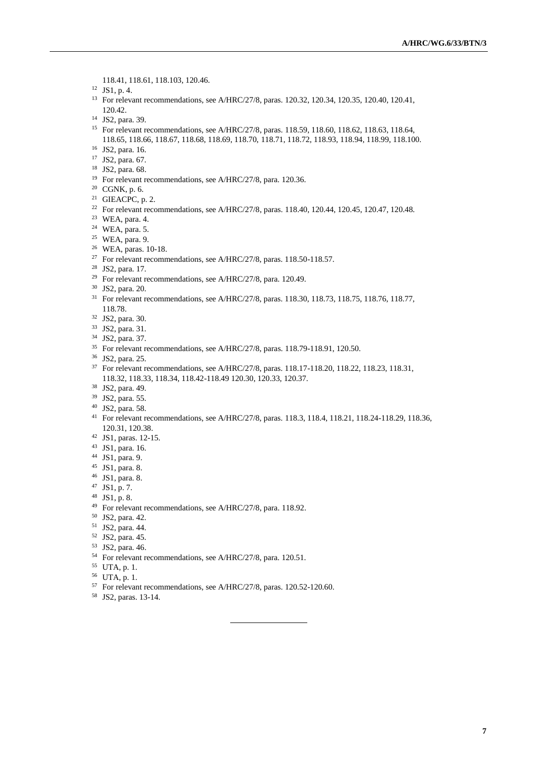118.41, 118.61, 118.103, 120.46.

[12] JS1, p. 4.

[13] For relevant recommendations, see A/HRC/27/8, paras. 120.32, 120.34, 120.35, 120.40, 120.41, 120.42.

[14] JS2, para. 39.

[15] For relevant recommendations, see A/HRC/27/8, paras. 118.59, 118.60, 118.62, 118.63, 118.64, 118.65, 118.66, 118.67, 118.68, 118.69, 118.70, 118.71, 118.72, 118.93, 118.94, 118.99, 118.100.

[16] JS2, para. 16.

[17] JS2, para. 67.

[18] JS2, para. 68.

[19] For relevant recommendations, see A/HRC/27/8, para. 120.36.

[20] CGNK, p. 6.

[21] GIEACPC, p. 2.

[22] For relevant recommendations, see A/HRC/27/8, paras. 118.40, 120.44, 120.45, 120.47, 120.48.

[23] WEA, para. 4.

[24] WEA, para. 5.

[25] WEA, para. 9.

[26] WEA, paras. 10-18.

[27] For relevant recommendations, see A/HRC/27/8, paras. 118.50-118.57.

[28] JS2, para. 17.

[29] For relevant recommendations, see A/HRC/27/8, para. 120.49.

[30] JS2, para. 20.

[31] For relevant recommendations, see A/HRC/27/8, paras. 118.30, 118.73, 118.75, 118.76, 118.77, 118.78.

[32] JS2, para. 30.

[33] JS2, para. 31.

[34] JS2, para. 37.

[35] For relevant recommendations, see A/HRC/27/8, paras. 118.79-118.91, 120.50.

[36] JS2, para. 25.

[37] For relevant recommendations, see A/HRC/27/8, paras. 118.17-118.20, 118.22, 118.23, 118.31, 118.32, 118.33, 118.34, 118.42-118.49 120.30, 120.33, 120.37.

[38] JS2, para. 49.

[39] JS2, para. 55.

[40] JS2, para. 58.

[41] For relevant recommendations, see A/HRC/27/8, paras. 118.3, 118.4, 118.21, 118.24-118.29, 118.36, 120.31, 120.38.

[42] JS1, paras. 12-15.

[43] JS1, para. 16.

[44] JS1, para. 9.

[45] JS1, para. 8.

[46] JS1, para. 8.

[47] JS1, p. 7.

[48] JS1, p. 8.

[49] For relevant recommendations, see A/HRC/27/8, para. 118.92.

[50] JS2, para. 42.

[51] JS2, para. 44.

[52] JS2, para. 45.

[53] JS2, para. 46.

[54] For relevant recommendations, see A/HRC/27/8, para. 120.51.

[55] UTA, p. 1.

[56] UTA, p. 1.

[57] For relevant recommendations, see A/HRC/27/8, paras. 120.52-120.60.

[58] JS2, paras. 13-14.